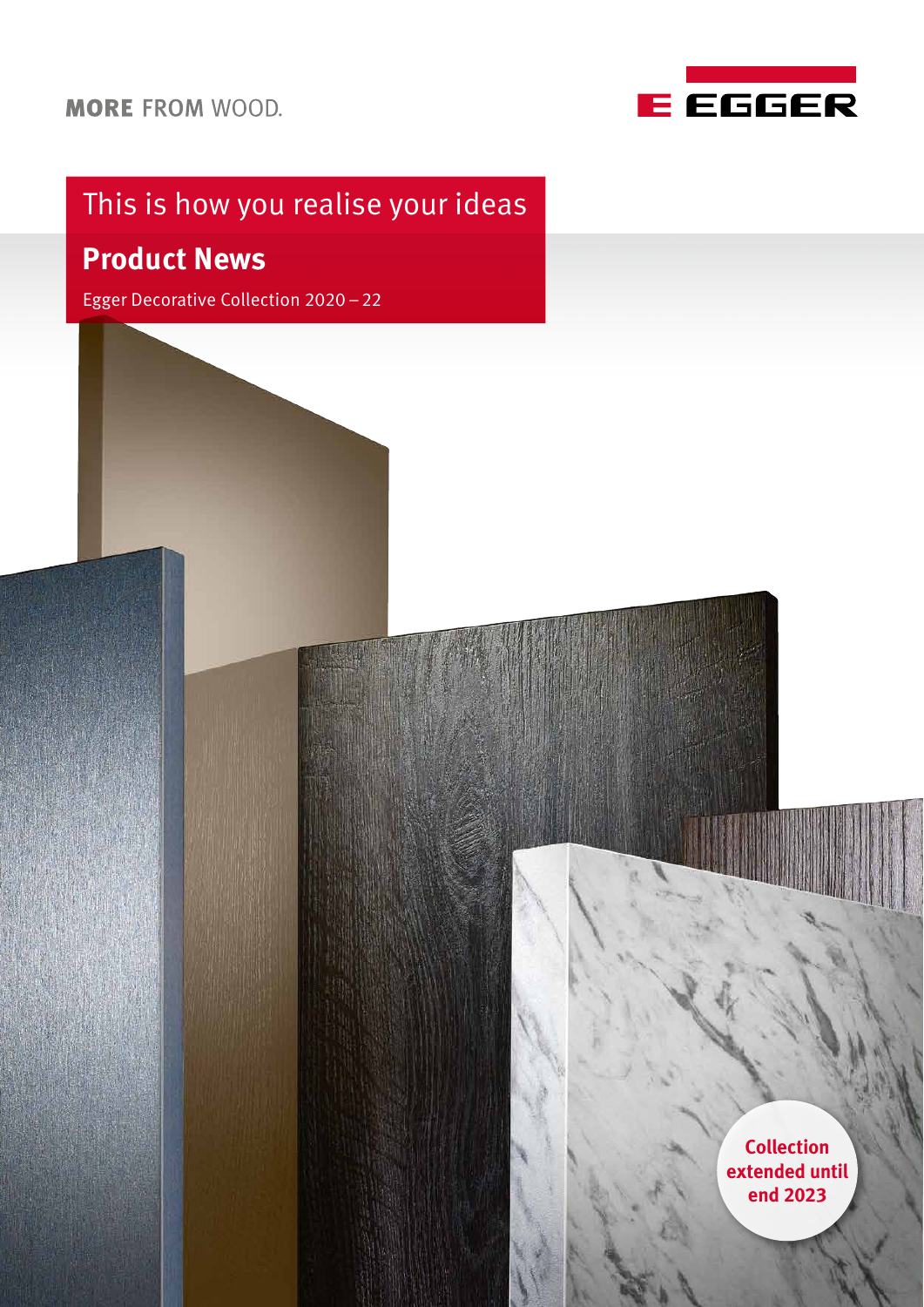MORE FROM WOOD.

EGGER

# This is how you realise your ideas

## Product News

Egger Decorative Collection 2020 – 22

**Collection extended until end 2023**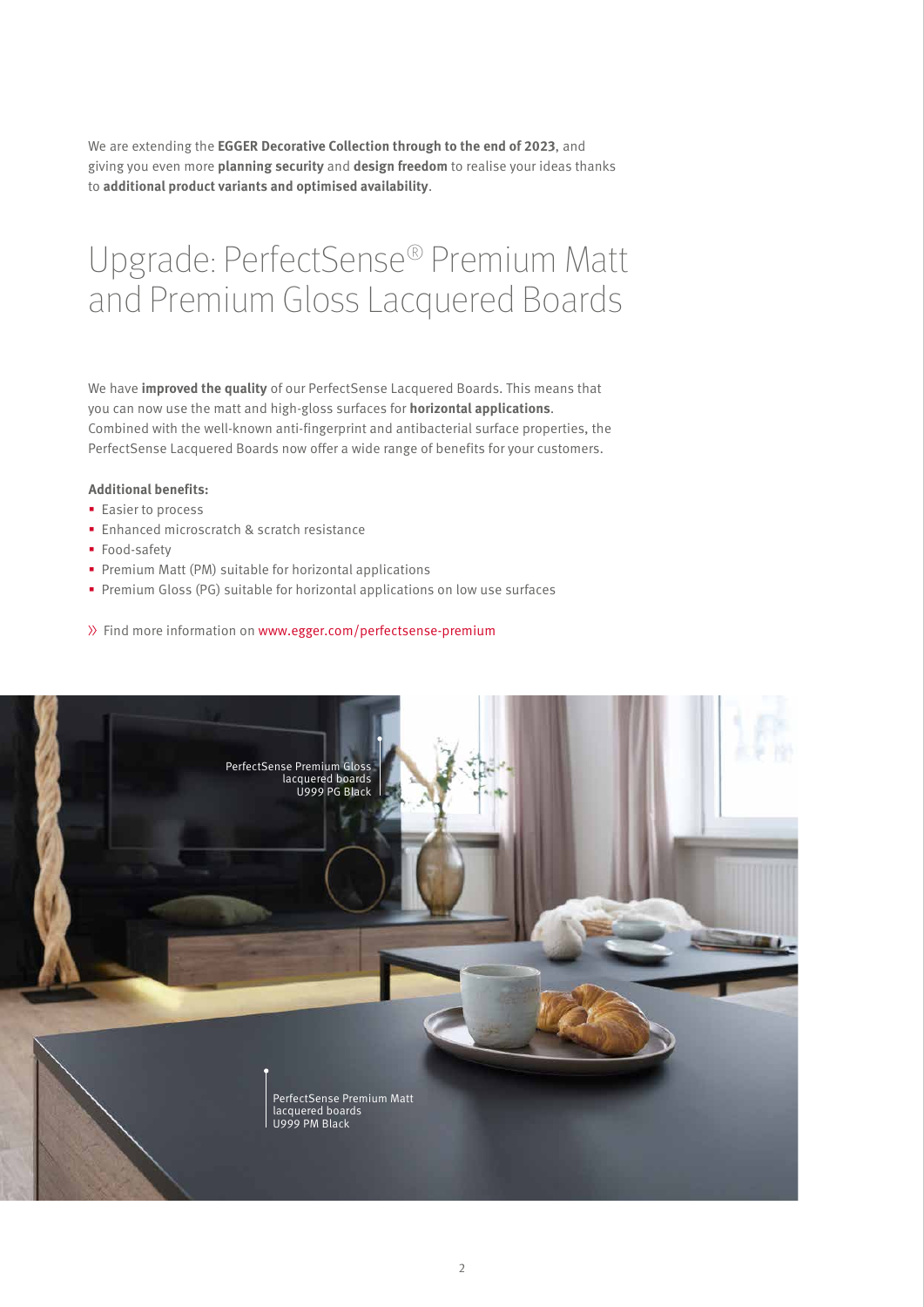We are extending the **EGGER Decorative Collection through to the end of 2023**, and giving you even more **planning security** and **design freedom** to realise your ideas thanks to **additional product variants and optimised availability**.

# Upgrade: PerfectSense® Premium Matt and Premium Gloss Lacquered Boards

We have **improved the quality** of our PerfectSense Lacquered Boards. This means that you can now use the matt and high-gloss surfaces for **horizontal applications**. Combined with the well-known anti-fingerprint and antibacterial surface properties, the PerfectSense Lacquered Boards now offer a wide range of benefits for your customers.

**Additional benefits:**

- Easier to process
- Enhanced microscratch & scratch resistance
- Food-safety
- Premium Matt (PM) suitable for horizontal applications
- Premium Gloss (PG) suitable for horizontal applications on low use surfaces

» Find more information on www.egger.com/perfectsense-premium

PerfectSense Premium Gloss lacquered boards U999 PG Black

PerfectSense Premium Matt lacquered boards U999 PM Black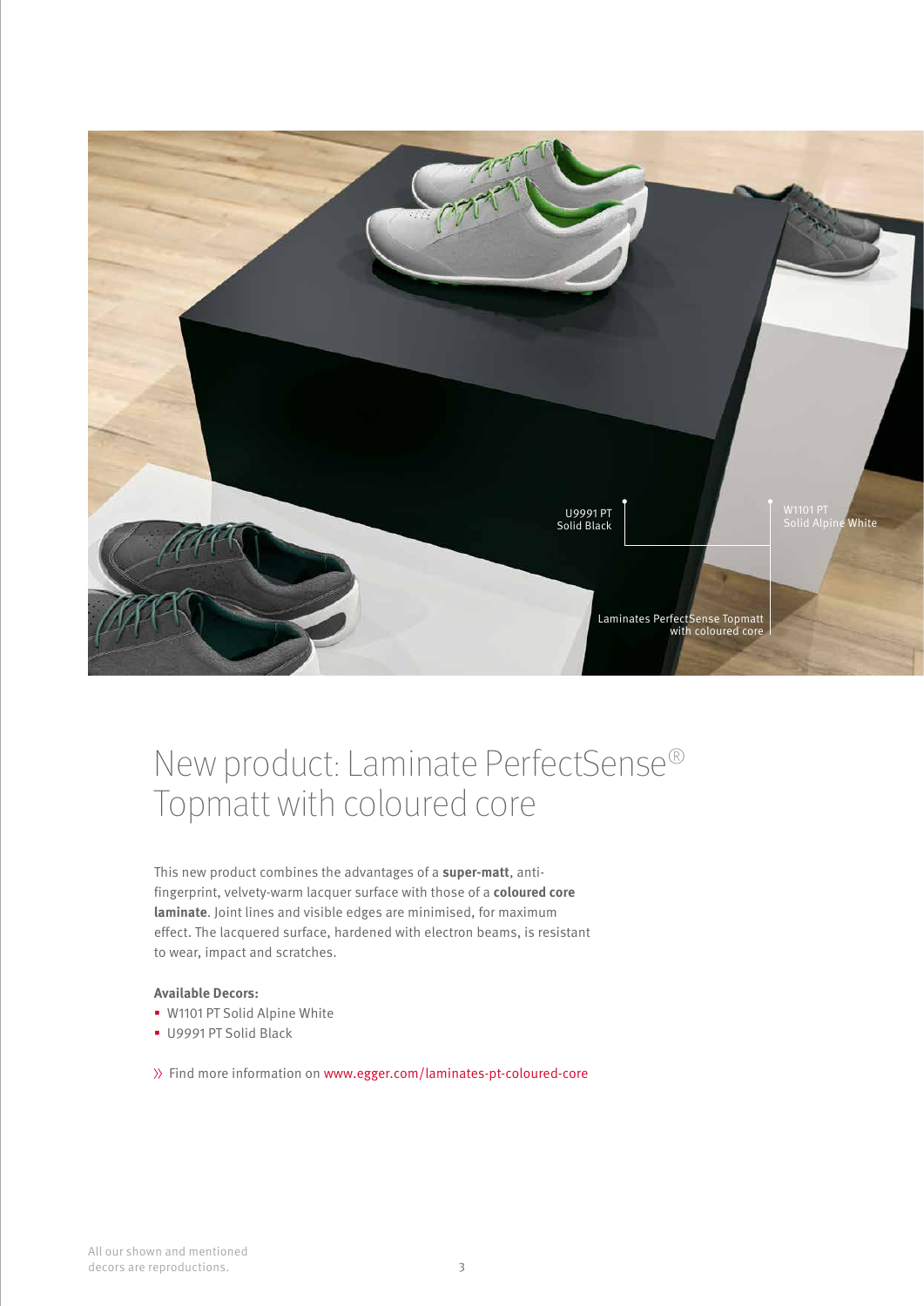U9991 PT
Solid Black

W1101 PT
Solid Alpine White

Laminates PerfectSense Topmatt
with coloured core

# New product: Laminate PerfectSense® Topmatt with coloured core

This new product combines the advantages of a **super-matt**, anti-fingerprint, velvety-warm lacquer surface with those of a **coloured core laminate**. Joint lines and visible edges are minimised, for maximum effect. The lacquered surface, hardened with electron beams, is resistant to wear, impact and scratches.

**Available Decors:**

- W1101 PT Solid Alpine White
- U9991 PT Solid Black

» Find more information on www.egger.com/laminates-pt-coloured-core

All our shown and mentioned decors are reproductions.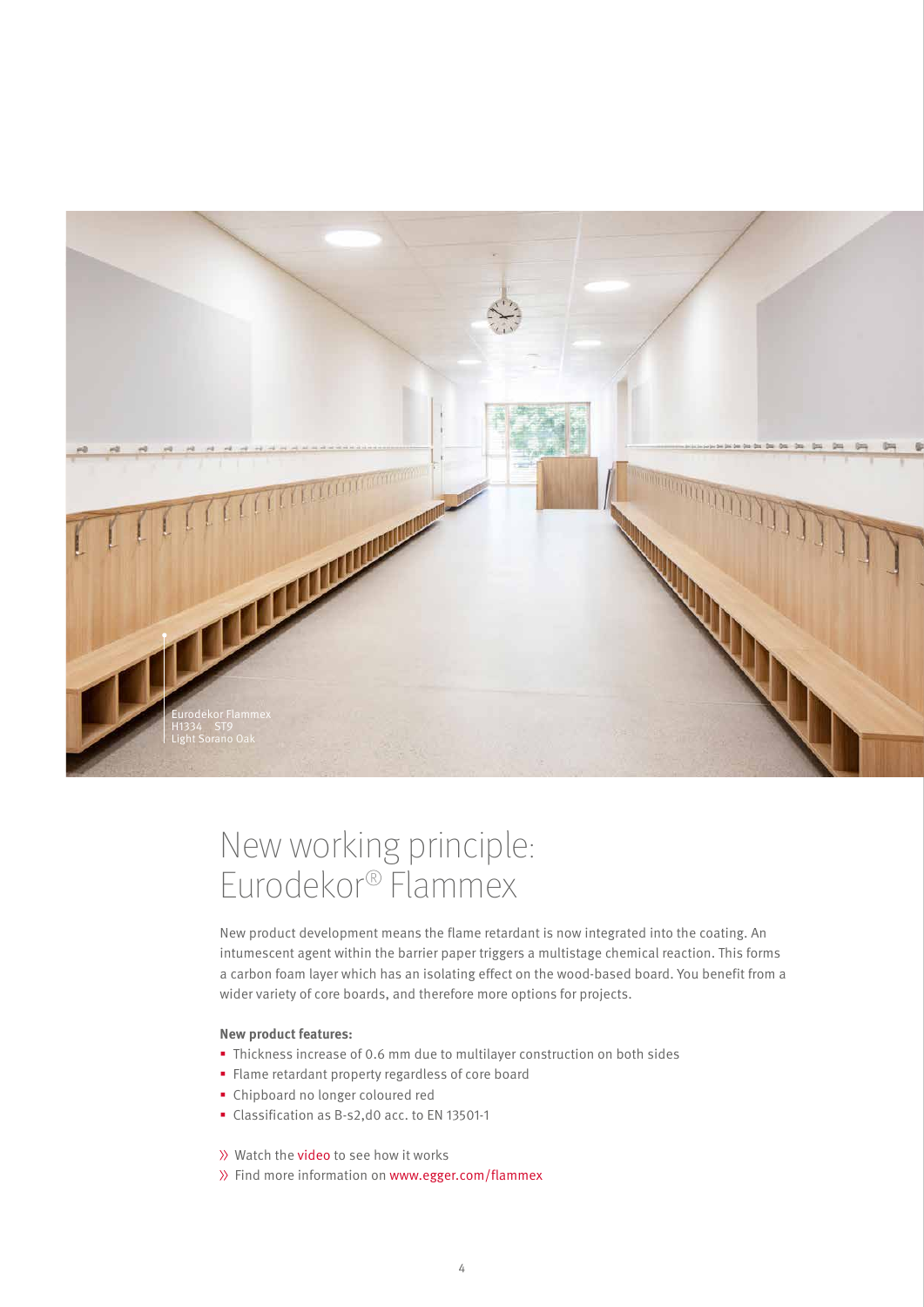Eurodekor Flammex
H1334 ST9
Light Sorano Oak

# New working principle: Eurodekor® Flammex

New product development means the flame retardant is now integrated into the coating. An intumescent agent within the barrier paper triggers a multistage chemical reaction. This forms a carbon foam layer which has an isolating effect on the wood-based board. You benefit from a wider variety of core boards, and therefore more options for projects.

**New product features:**

- Thickness increase of 0.6 mm due to multilayer construction on both sides
- Flame retardant property regardless of core board
- Chipboard no longer coloured red
- Classification as B-s2,d0 acc. to EN 13501-1

» Watch the video to see how it works

» Find more information on www.egger.com/flammex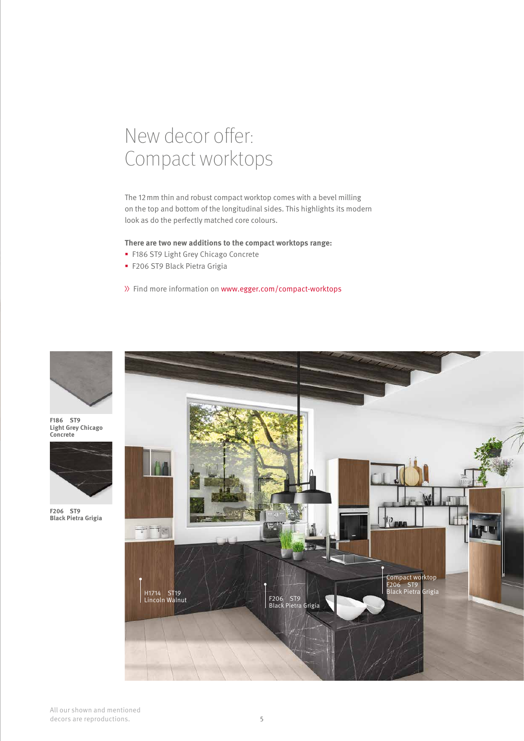# New decor offer: Compact worktops

The 12 mm thin and robust compact worktop comes with a bevel milling on the top and bottom of the longitudinal sides. This highlights its modern look as do the perfectly matched core colours.

**There are two new additions to the compact worktops range:**

- F186 ST9 Light Grey Chicago Concrete
- F206 ST9 Black Pietra Grigia

» Find more information on www.egger.com/compact-worktops

**F186 ST9**
**Light Grey Chicago Concrete**

**F206 ST9**
**Black Pietra Grigia**

H1714 ST19
Lincoln Walnut

F206 ST9
Black Pietra Grigia

Compact worktop
F206 ST9
Black Pietra Grigia

All our shown and mentioned decors are reproductions.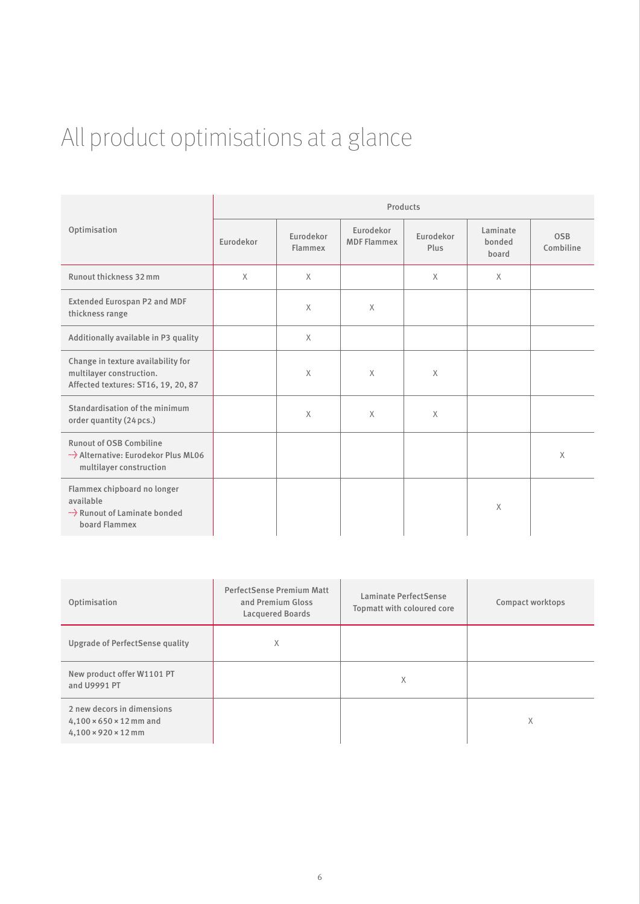# All product optimisations at a glance

| Optimisation | Products | | | | | |
|---|---|---|---|---|---|---|
| | Eurodekor | Eurodekor Flammex | Eurodekor MDF Flammex | Eurodekor Plus | Laminate bonded board | OSB Combiline |
| Runout thickness 32 mm | X | X | | X | X | |
| Extended Eurospan P2 and MDF thickness range | | X | X | | | |
| Additionally available in P3 quality | | X | | | | |
| Change in texture availability for multilayer construction. Affected textures: ST16, 19, 20, 87 | | X | X | X | | |
| Standardisation of the minimum order quantity (24 pcs.) | | X | X | X | | |
| Runout of OSB Combiline → Alternative: Eurodekor Plus ML06 multilayer construction | | | | | | X |
| Flammex chipboard no longer available → Runout of Laminate bonded board Flammex | | | | | X | |

| Optimisation | PerfectSense Premium Matt and Premium Gloss Lacquered Boards | Laminate PerfectSense Topmatt with coloured core | Compact worktops |
|---|---|---|---|
| Upgrade of PerfectSense quality | X | | |
| New product offer W1101 PT and U9991 PT | | X | |
| 2 new decors in dimensions 4,100 × 650 × 12 mm and 4,100 × 920 × 12 mm | | | X |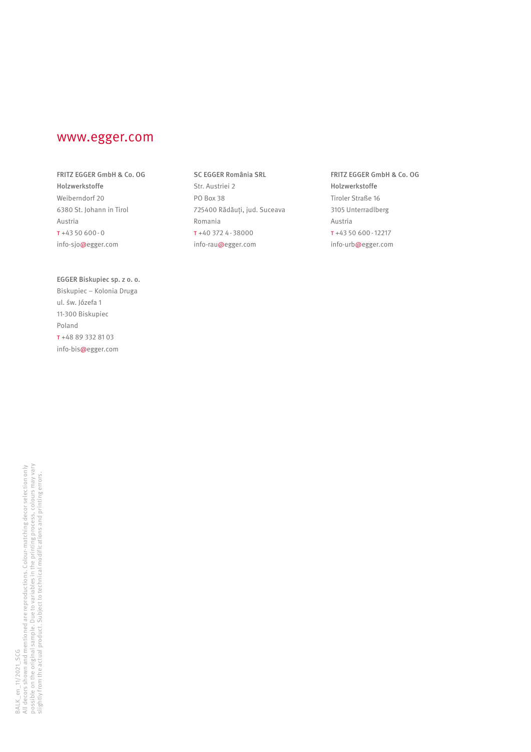www.egger.com

**FRITZ EGGER GmbH & Co. OG**
**Holzwerkstoffe**
Weiberndorf 20
6380 St. Johann in Tirol
Austria
T +43 50 600-0
info-sjo@egger.com

**SC EGGER România SRL**
Str. Austriei 2
PO Box 38
725400 Rădăuți, jud. Suceava
Romania
T +40 372 4-38000
info-rau@egger.com

**FRITZ EGGER GmbH & Co. OG**
**Holzwerkstoffe**
Tiroler Straße 16
3105 Unterradlberg
Austria
T +43 50 600-12217
info-urb@egger.com

**EGGER Biskupiec sp. z o. o.**
Biskupiec – Kolonia Druga
ul. św. Józefa 1
11-300 Biskupiec
Poland
T +48 89 332 81 03
info-bis@egger.com

BALK_en_11/2021_SCG
All decors shown and mentioned are reproductions. Colour-matching decor selection only possible on the original sample. Due to variables in the printing process, colours may vary slightly from the actual product. Subject to technical modifications and printing errors.